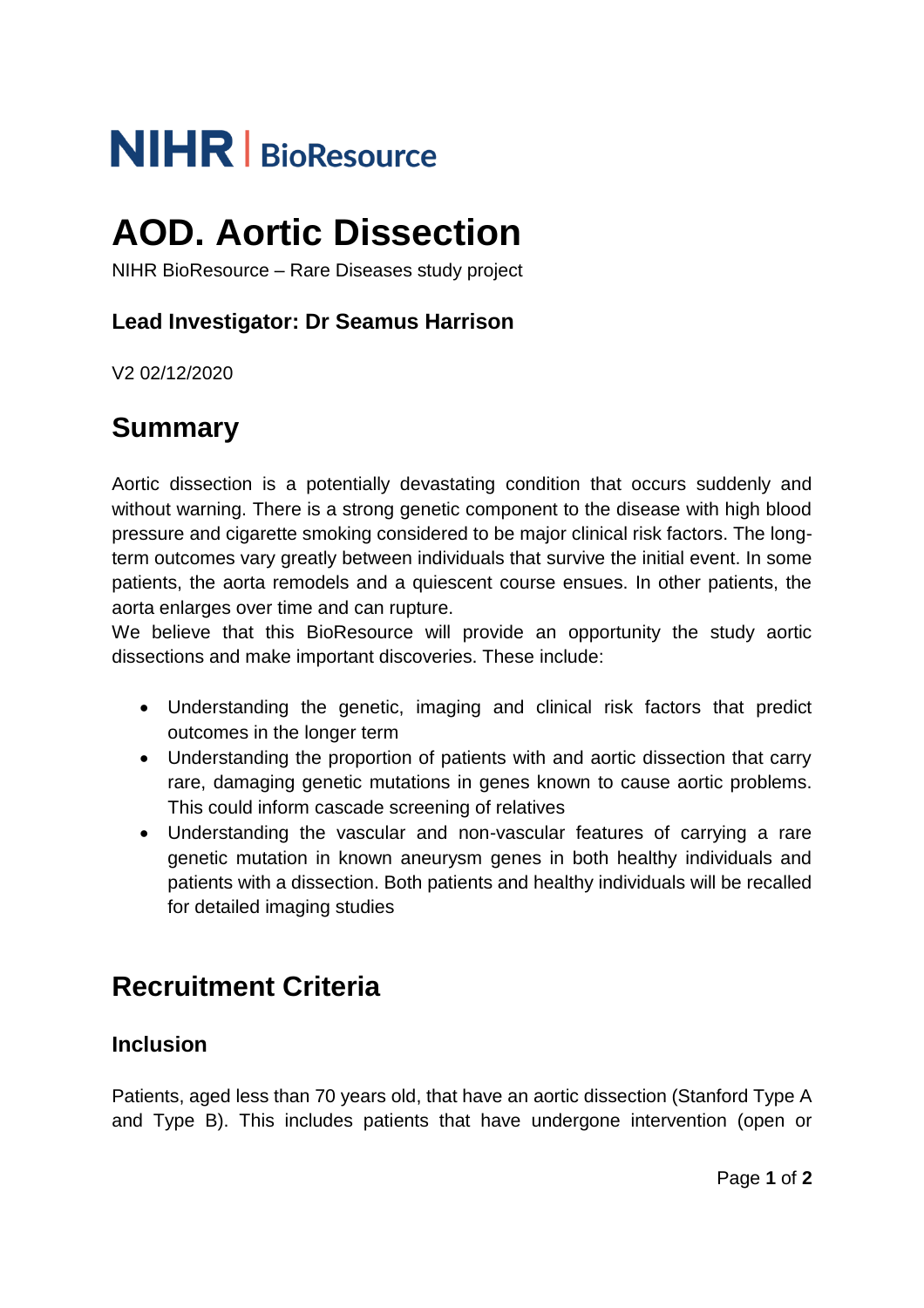NIHR | BioResource

# AOD. Aortic Dissection

NIHR BioResource – Rare Diseases study project

### Lead Investigator: Dr Seamus Harrison

V2 02/12/2020

## Summary

Aortic dissection is a potentially devastating condition that occurs suddenly and without warning. There is a strong genetic component to the disease with high blood pressure and cigarette smoking considered to be major clinical risk factors. The long-term outcomes vary greatly between individuals that survive the initial event. In some patients, the aorta remodels and a quiescent course ensues. In other patients, the aorta enlarges over time and can rupture.
We believe that this BioResource will provide an opportunity the study aortic dissections and make important discoveries. These include:

- Understanding the genetic, imaging and clinical risk factors that predict outcomes in the longer term
- Understanding the proportion of patients with and aortic dissection that carry rare, damaging genetic mutations in genes known to cause aortic problems. This could inform cascade screening of relatives
- Understanding the vascular and non-vascular features of carrying a rare genetic mutation in known aneurysm genes in both healthy individuals and patients with a dissection. Both patients and healthy individuals will be recalled for detailed imaging studies

## Recruitment Criteria

### Inclusion

Patients, aged less than 70 years old, that have an aortic dissection (Stanford Type A and Type B). This includes patients that have undergone intervention (open or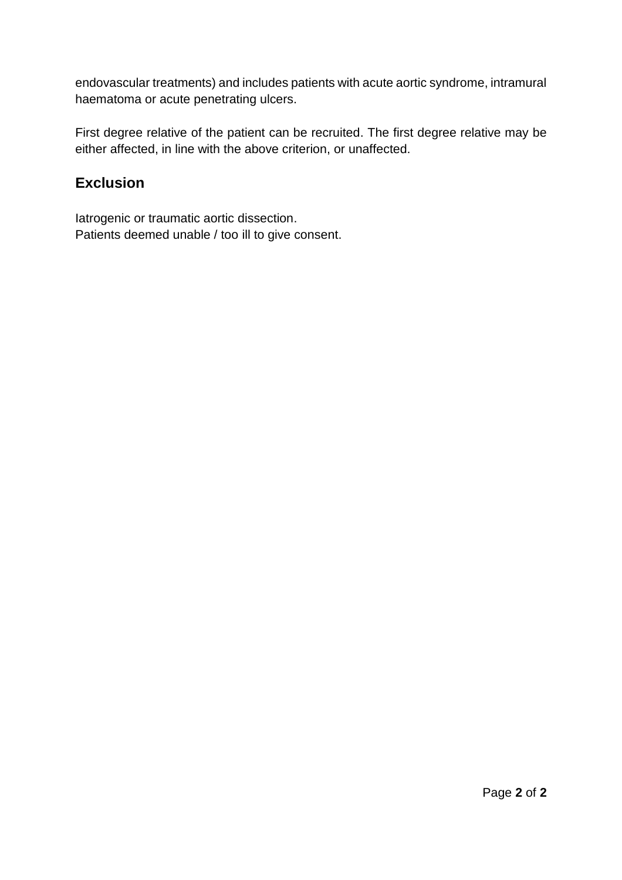endovascular treatments) and includes patients with acute aortic syndrome, intramural haematoma or acute penetrating ulcers.

First degree relative of the patient can be recruited. The first degree relative may be either affected, in line with the above criterion, or unaffected.

## Exclusion

Iatrogenic or traumatic aortic dissection.
Patients deemed unable / too ill to give consent.